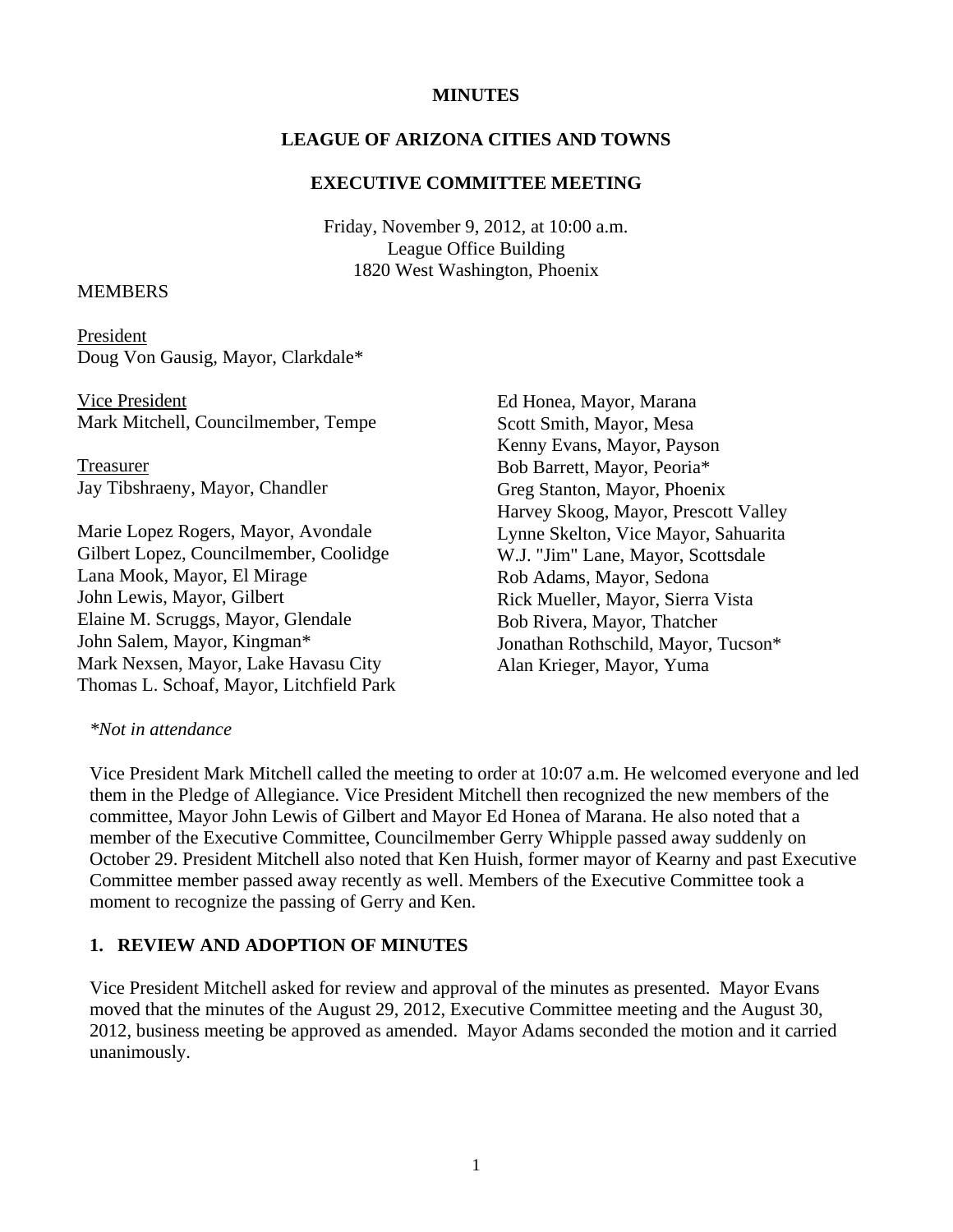**MINUTES**

**LEAGUE OF ARIZONA CITIES AND TOWNS**

**EXECUTIVE COMMITTEE MEETING**

Friday, November 9, 2012, at 10:00 a.m.
League Office Building
1820 West Washington, Phoenix

MEMBERS

President
Doug Von Gausig, Mayor, Clarkdale*

Vice President
Mark Mitchell, Councilmember, Tempe

Treasurer
Jay Tibshraeny, Mayor, Chandler

Marie Lopez Rogers, Mayor, Avondale
Gilbert Lopez, Councilmember, Coolidge
Lana Mook, Mayor, El Mirage
John Lewis, Mayor, Gilbert
Elaine M. Scruggs, Mayor, Glendale
John Salem, Mayor, Kingman*
Mark Nexsen, Mayor, Lake Havasu City
Thomas L. Schoaf, Mayor, Litchfield Park
Ed Honea, Mayor, Marana
Scott Smith, Mayor, Mesa
Kenny Evans, Mayor, Payson
Bob Barrett, Mayor, Peoria*
Greg Stanton, Mayor, Phoenix
Harvey Skoog, Mayor, Prescott Valley
Lynne Skelton, Vice Mayor, Sahuarita
W.J. "Jim" Lane, Mayor, Scottsdale
Rob Adams, Mayor, Sedona
Rick Mueller, Mayor, Sierra Vista
Bob Rivera, Mayor, Thatcher
Jonathan Rothschild, Mayor, Tucson*
Alan Krieger, Mayor, Yuma

*\*Not in attendance*

Vice President Mark Mitchell called the meeting to order at 10:07 a.m. He welcomed everyone and led them in the Pledge of Allegiance. Vice President Mitchell then recognized the new members of the committee, Mayor John Lewis of Gilbert and Mayor Ed Honea of Marana. He also noted that a member of the Executive Committee, Councilmember Gerry Whipple passed away suddenly on October 29. President Mitchell also noted that Ken Huish, former mayor of Kearny and past Executive Committee member passed away recently as well. Members of the Executive Committee took a moment to recognize the passing of Gerry and Ken.

## 1. REVIEW AND ADOPTION OF MINUTES

Vice President Mitchell asked for review and approval of the minutes as presented. Mayor Evans moved that the minutes of the August 29, 2012, Executive Committee meeting and the August 30, 2012, business meeting be approved as amended. Mayor Adams seconded the motion and it carried unanimously.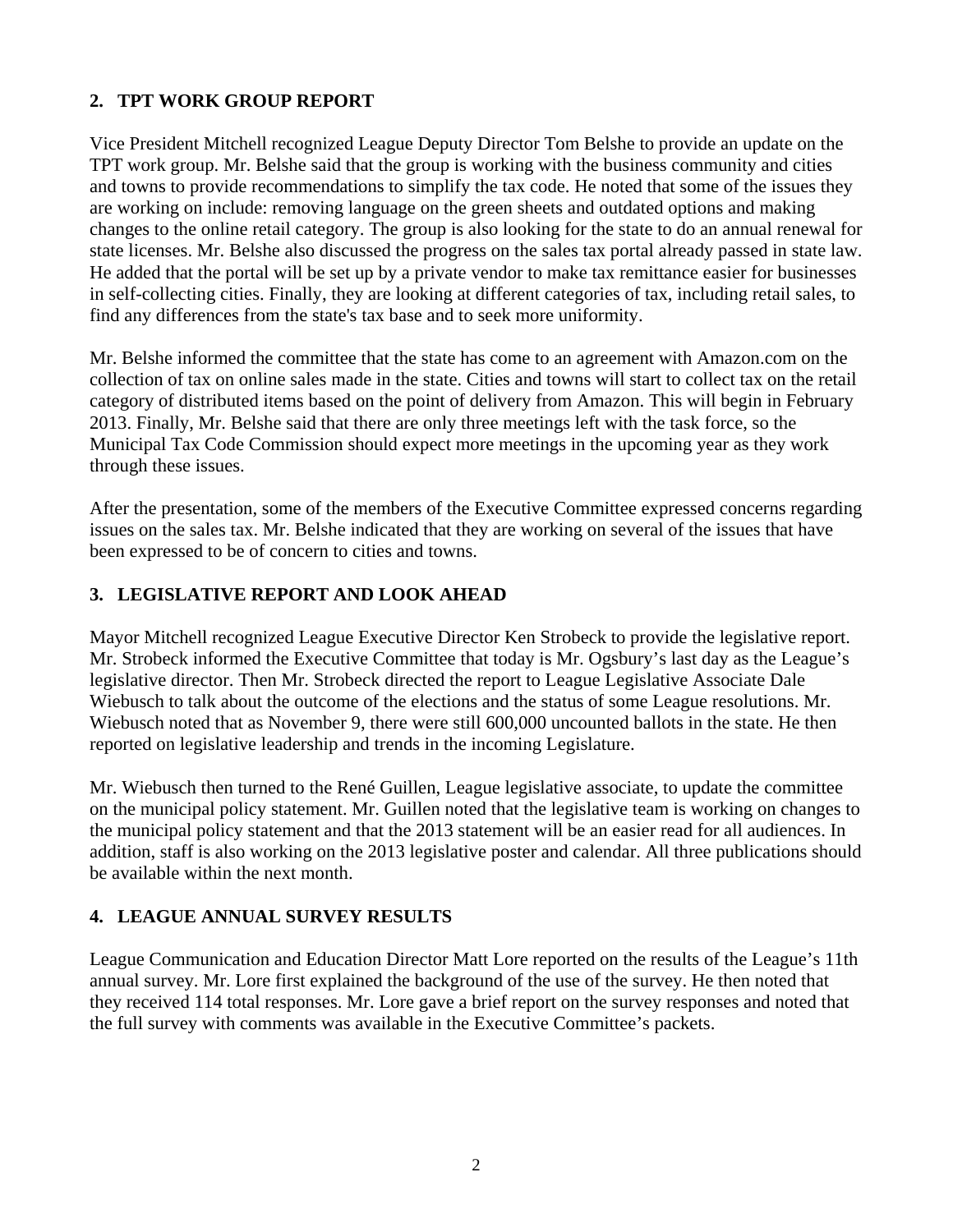## 2. TPT WORK GROUP REPORT

Vice President Mitchell recognized League Deputy Director Tom Belshe to provide an update on the TPT work group. Mr. Belshe said that the group is working with the business community and cities and towns to provide recommendations to simplify the tax code. He noted that some of the issues they are working on include: removing language on the green sheets and outdated options and making changes to the online retail category. The group is also looking for the state to do an annual renewal for state licenses. Mr. Belshe also discussed the progress on the sales tax portal already passed in state law. He added that the portal will be set up by a private vendor to make tax remittance easier for businesses in self-collecting cities. Finally, they are looking at different categories of tax, including retail sales, to find any differences from the state's tax base and to seek more uniformity.

Mr. Belshe informed the committee that the state has come to an agreement with Amazon.com on the collection of tax on online sales made in the state. Cities and towns will start to collect tax on the retail category of distributed items based on the point of delivery from Amazon. This will begin in February 2013. Finally, Mr. Belshe said that there are only three meetings left with the task force, so the Municipal Tax Code Commission should expect more meetings in the upcoming year as they work through these issues.

After the presentation, some of the members of the Executive Committee expressed concerns regarding issues on the sales tax. Mr. Belshe indicated that they are working on several of the issues that have been expressed to be of concern to cities and towns.

## 3. LEGISLATIVE REPORT AND LOOK AHEAD

Mayor Mitchell recognized League Executive Director Ken Strobeck to provide the legislative report. Mr. Strobeck informed the Executive Committee that today is Mr. Ogsbury's last day as the League's legislative director. Then Mr. Strobeck directed the report to League Legislative Associate Dale Wiebusch to talk about the outcome of the elections and the status of some League resolutions. Mr. Wiebusch noted that as November 9, there were still 600,000 uncounted ballots in the state. He then reported on legislative leadership and trends in the incoming Legislature.

Mr. Wiebusch then turned to the René Guillen, League legislative associate, to update the committee on the municipal policy statement. Mr. Guillen noted that the legislative team is working on changes to the municipal policy statement and that the 2013 statement will be an easier read for all audiences. In addition, staff is also working on the 2013 legislative poster and calendar. All three publications should be available within the next month.

## 4. LEAGUE ANNUAL SURVEY RESULTS

League Communication and Education Director Matt Lore reported on the results of the League's 11th annual survey. Mr. Lore first explained the background of the use of the survey. He then noted that they received 114 total responses. Mr. Lore gave a brief report on the survey responses and noted that the full survey with comments was available in the Executive Committee's packets.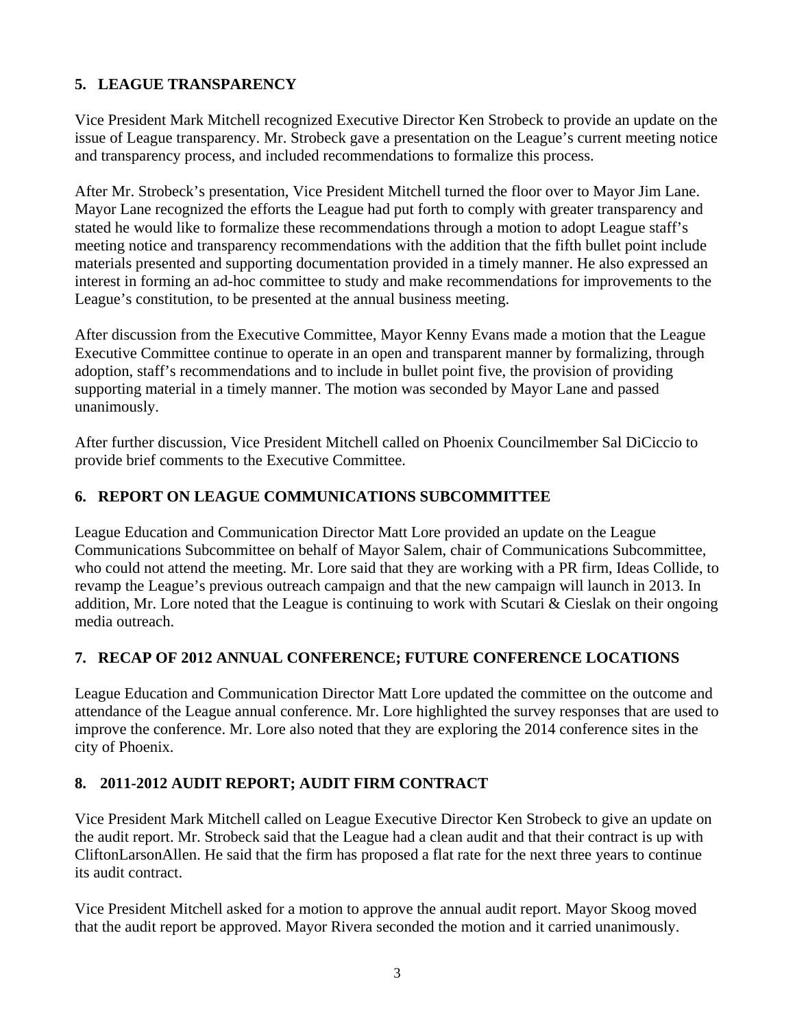## 5. LEAGUE TRANSPARENCY

Vice President Mark Mitchell recognized Executive Director Ken Strobeck to provide an update on the issue of League transparency. Mr. Strobeck gave a presentation on the League's current meeting notice and transparency process, and included recommendations to formalize this process.

After Mr. Strobeck's presentation, Vice President Mitchell turned the floor over to Mayor Jim Lane. Mayor Lane recognized the efforts the League had put forth to comply with greater transparency and stated he would like to formalize these recommendations through a motion to adopt League staff's meeting notice and transparency recommendations with the addition that the fifth bullet point include materials presented and supporting documentation provided in a timely manner. He also expressed an interest in forming an ad-hoc committee to study and make recommendations for improvements to the League's constitution, to be presented at the annual business meeting.

After discussion from the Executive Committee, Mayor Kenny Evans made a motion that the League Executive Committee continue to operate in an open and transparent manner by formalizing, through adoption, staff's recommendations and to include in bullet point five, the provision of providing supporting material in a timely manner. The motion was seconded by Mayor Lane and passed unanimously.

After further discussion, Vice President Mitchell called on Phoenix Councilmember Sal DiCiccio to provide brief comments to the Executive Committee.

## 6. REPORT ON LEAGUE COMMUNICATIONS SUBCOMMITTEE

League Education and Communication Director Matt Lore provided an update on the League Communications Subcommittee on behalf of Mayor Salem, chair of Communications Subcommittee, who could not attend the meeting. Mr. Lore said that they are working with a PR firm, Ideas Collide, to revamp the League's previous outreach campaign and that the new campaign will launch in 2013. In addition, Mr. Lore noted that the League is continuing to work with Scutari & Cieslak on their ongoing media outreach.

## 7. RECAP OF 2012 ANNUAL CONFERENCE; FUTURE CONFERENCE LOCATIONS

League Education and Communication Director Matt Lore updated the committee on the outcome and attendance of the League annual conference. Mr. Lore highlighted the survey responses that are used to improve the conference. Mr. Lore also noted that they are exploring the 2014 conference sites in the city of Phoenix.

## 8. 2011-2012 AUDIT REPORT; AUDIT FIRM CONTRACT

Vice President Mark Mitchell called on League Executive Director Ken Strobeck to give an update on the audit report. Mr. Strobeck said that the League had a clean audit and that their contract is up with CliftonLarsonAllen. He said that the firm has proposed a flat rate for the next three years to continue its audit contract.

Vice President Mitchell asked for a motion to approve the annual audit report. Mayor Skoog moved that the audit report be approved. Mayor Rivera seconded the motion and it carried unanimously.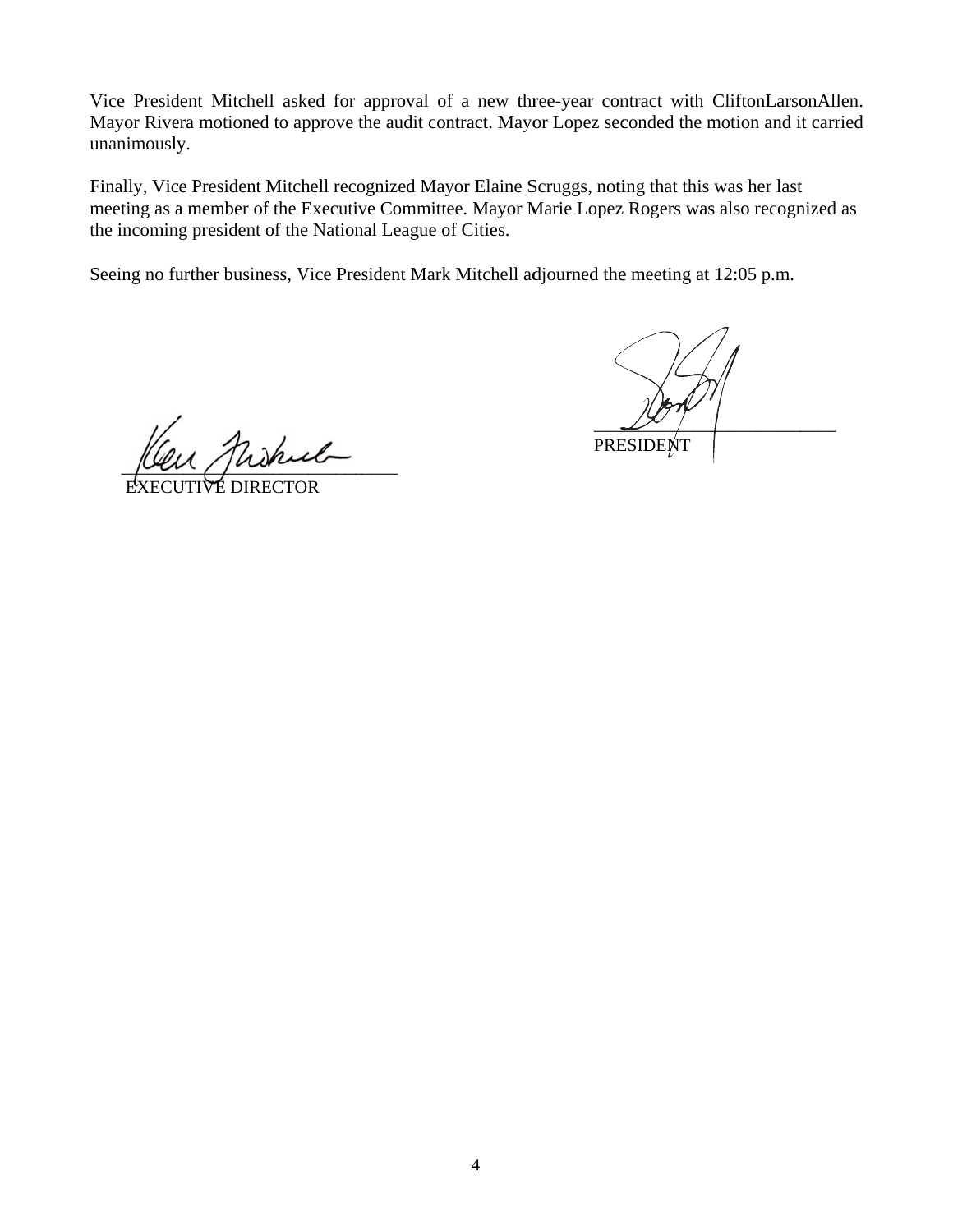Vice President Mitchell asked for approval of a new three-year contract with CliftonLarsonAllen. Mayor Rivera motioned to approve the audit contract. Mayor Lopez seconded the motion and it carried unanimously.

Finally, Vice President Mitchell recognized Mayor Elaine Scruggs, noting that this was her last meeting as a member of the Executive Committee. Mayor Marie Lopez Rogers was also recognized as the incoming president of the National League of Cities.

Seeing no further business, Vice President Mark Mitchell adjourned the meeting at 12:05 p.m.

______________________________
EXECUTIVE DIRECTOR

______________________________
PRESIDENT